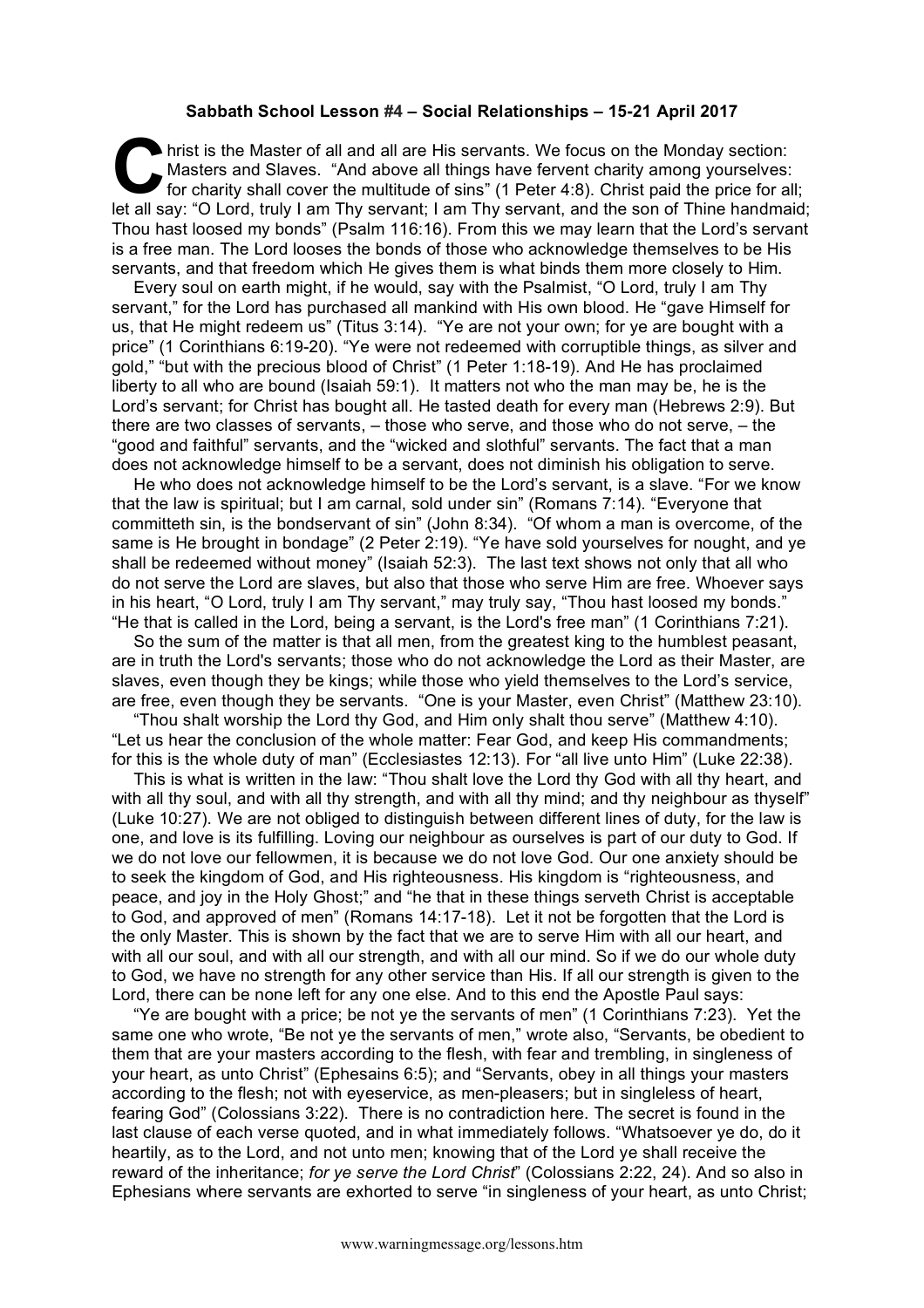**Sabbath School Lesson #4 – Social Relationships – 15-21 April 2017**

Christ is the Master of all and all are His servants. We focus on the Monday section: Masters and Slaves. "And above all things have fervent charity among yourselves: for charity shall cover the multitude of sins" (1 Peter 4:8). Christ paid the price for all; let all say: "O Lord, truly I am Thy servant; I am Thy servant, and the son of Thine handmaid; Thou hast loosed my bonds" (Psalm 116:16). From this we may learn that the Lord's servant is a free man. The Lord looses the bonds of those who acknowledge themselves to be His servants, and that freedom which He gives them is what binds them more closely to Him.

Every soul on earth might, if he would, say with the Psalmist, "O Lord, truly I am Thy servant," for the Lord has purchased all mankind with His own blood. He "gave Himself for us, that He might redeem us" (Titus 3:14). "Ye are not your own; for ye are bought with a price" (1 Corinthians 6:19-20). "Ye were not redeemed with corruptible things, as silver and gold," "but with the precious blood of Christ" (1 Peter 1:18-19). And He has proclaimed liberty to all who are bound (Isaiah 59:1). It matters not who the man may be, he is the Lord's servant; for Christ has bought all. He tasted death for every man (Hebrews 2:9). But there are two classes of servants, – those who serve, and those who do not serve, – the "good and faithful" servants, and the "wicked and slothful" servants. The fact that a man does not acknowledge himself to be a servant, does not diminish his obligation to serve.

He who does not acknowledge himself to be the Lord's servant, is a slave. "For we know that the law is spiritual; but I am carnal, sold under sin" (Romans 7:14). "Everyone that committeth sin, is the bondservant of sin" (John 8:34). "Of whom a man is overcome, of the same is He brought in bondage" (2 Peter 2:19). "Ye have sold yourselves for nought, and ye shall be redeemed without money" (Isaiah 52:3). The last text shows not only that all who do not serve the Lord are slaves, but also that those who serve Him are free. Whoever says in his heart, "O Lord, truly I am Thy servant," may truly say, "Thou hast loosed my bonds." "He that is called in the Lord, being a servant, is the Lord's free man" (1 Corinthians 7:21).

So the sum of the matter is that all men, from the greatest king to the humblest peasant, are in truth the Lord's servants; those who do not acknowledge the Lord as their Master, are slaves, even though they be kings; while those who yield themselves to the Lord's service, are free, even though they be servants. "One is your Master, even Christ" (Matthew 23:10).

"Thou shalt worship the Lord thy God, and Him only shalt thou serve" (Matthew 4:10). "Let us hear the conclusion of the whole matter: Fear God, and keep His commandments; for this is the whole duty of man" (Ecclesiastes 12:13). For "all live unto Him" (Luke 22:38).

This is what is written in the law: "Thou shalt love the Lord thy God with all thy heart, and with all thy soul, and with all thy strength, and with all thy mind; and thy neighbour as thyself" (Luke 10:27). We are not obliged to distinguish between different lines of duty, for the law is one, and love is its fulfilling. Loving our neighbour as ourselves is part of our duty to God. If we do not love our fellowmen, it is because we do not love God. Our one anxiety should be to seek the kingdom of God, and His righteousness. His kingdom is "righteousness, and peace, and joy in the Holy Ghost;" and "he that in these things serveth Christ is acceptable to God, and approved of men" (Romans 14:17-18). Let it not be forgotten that the Lord is the only Master. This is shown by the fact that we are to serve Him with all our heart, and with all our soul, and with all our strength, and with all our mind. So if we do our whole duty to God, we have no strength for any other service than His. If all our strength is given to the Lord, there can be none left for any one else. And to this end the Apostle Paul says:

"Ye are bought with a price; be not ye the servants of men" (1 Corinthians 7:23). Yet the same one who wrote, "Be not ye the servants of men," wrote also, "Servants, be obedient to them that are your masters according to the flesh, with fear and trembling, in singleness of your heart, as unto Christ" (Ephesians 6:5); and "Servants, obey in all things your masters according to the flesh; not with eyeservice, as men-pleasers; but in singleless of heart, fearing God" (Colossians 3:22). There is no contradiction here. The secret is found in the last clause of each verse quoted, and in what immediately follows. "Whatsoever ye do, do it heartily, as to the Lord, and not unto men; knowing that of the Lord ye shall receive the reward of the inheritance; *for ye serve the Lord Christ*" (Colossians 2:22, 24). And so also in Ephesians where servants are exhorted to serve "in singleness of your heart, as unto Christ;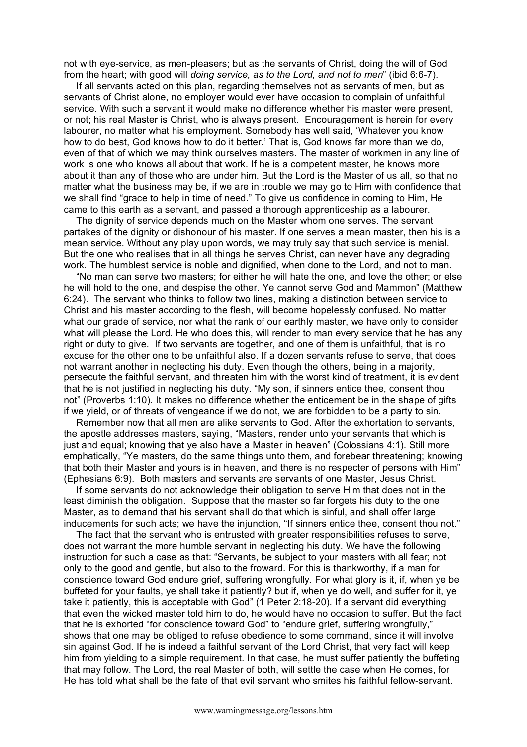not with eye-service, as men-pleasers; but as the servants of Christ, doing the will of God from the heart; with good will *doing service, as to the Lord, and not to men*" (ibid 6:6-7).

If all servants acted on this plan, regarding themselves not as servants of men, but as servants of Christ alone, no employer would ever have occasion to complain of unfaithful service. With such a servant it would make no difference whether his master were present, or not; his real Master is Christ, who is always present. Encouragement is herein for every labourer, no matter what his employment. Somebody has well said, 'Whatever you know how to do best, God knows how to do it better.' That is, God knows far more than we do, even of that of which we may think ourselves masters. The master of workmen in any line of work is one who knows all about that work. If he is a competent master, he knows more about it than any of those who are under him. But the Lord is the Master of us all, so that no matter what the business may be, if we are in trouble we may go to Him with confidence that we shall find "grace to help in time of need." To give us confidence in coming to Him, He came to this earth as a servant, and passed a thorough apprenticeship as a labourer.

The dignity of service depends much on the Master whom one serves. The servant partakes of the dignity or dishonour of his master. If one serves a mean master, then his is a mean service. Without any play upon words, we may truly say that such service is menial. But the one who realises that in all things he serves Christ, can never have any degrading work. The humblest service is noble and dignified, when done to the Lord, and not to man.

"No man can serve two masters; for either he will hate the one, and love the other; or else he will hold to the one, and despise the other. Ye cannot serve God and Mammon" (Matthew 6:24). The servant who thinks to follow two lines, making a distinction between service to Christ and his master according to the flesh, will become hopelessly confused. No matter what our grade of service, nor what the rank of our earthly master, we have only to consider what will please the Lord. He who does this, will render to man every service that he has any right or duty to give. If two servants are together, and one of them is unfaithful, that is no excuse for the other one to be unfaithful also. If a dozen servants refuse to serve, that does not warrant another in neglecting his duty. Even though the others, being in a majority, persecute the faithful servant, and threaten him with the worst kind of treatment, it is evident that he is not justified in neglecting his duty. "My son, if sinners entice thee, consent thou not" (Proverbs 1:10). It makes no difference whether the enticement be in the shape of gifts if we yield, or of threats of vengeance if we do not, we are forbidden to be a party to sin.

Remember now that all men are alike servants to God. After the exhortation to servants, the apostle addresses masters, saying, "Masters, render unto your servants that which is just and equal; knowing that ye also have a Master in heaven" (Colossians 4:1). Still more emphatically, "Ye masters, do the same things unto them, and forebear threatening; knowing that both their Master and yours is in heaven, and there is no respecter of persons with Him" (Ephesians 6:9). Both masters and servants are servants of one Master, Jesus Christ.

If some servants do not acknowledge their obligation to serve Him that does not in the least diminish the obligation. Suppose that the master so far forgets his duty to the one Master, as to demand that his servant shall do that which is sinful, and shall offer large inducements for such acts; we have the injunction, "If sinners entice thee, consent thou not."

The fact that the servant who is entrusted with greater responsibilities refuses to serve, does not warrant the more humble servant in neglecting his duty. We have the following instruction for such a case as that: "Servants, be subject to your masters with all fear; not only to the good and gentle, but also to the froward. For this is thankworthy, if a man for conscience toward God endure grief, suffering wrongfully. For what glory is it, if, when ye be buffeted for your faults, ye shall take it patiently? but if, when ye do well, and suffer for it, ye take it patiently, this is acceptable with God" (1 Peter 2:18-20). If a servant did everything that even the wicked master told him to do, he would have no occasion to suffer. But the fact that he is exhorted "for conscience toward God" to "endure grief, suffering wrongfully," shows that one may be obliged to refuse obedience to some command, since it will involve sin against God. If he is indeed a faithful servant of the Lord Christ, that very fact will keep him from yielding to a simple requirement. In that case, he must suffer patiently the buffeting that may follow. The Lord, the real Master of both, will settle the case when He comes, for He has told what shall be the fate of that evil servant who smites his faithful fellow-servant.